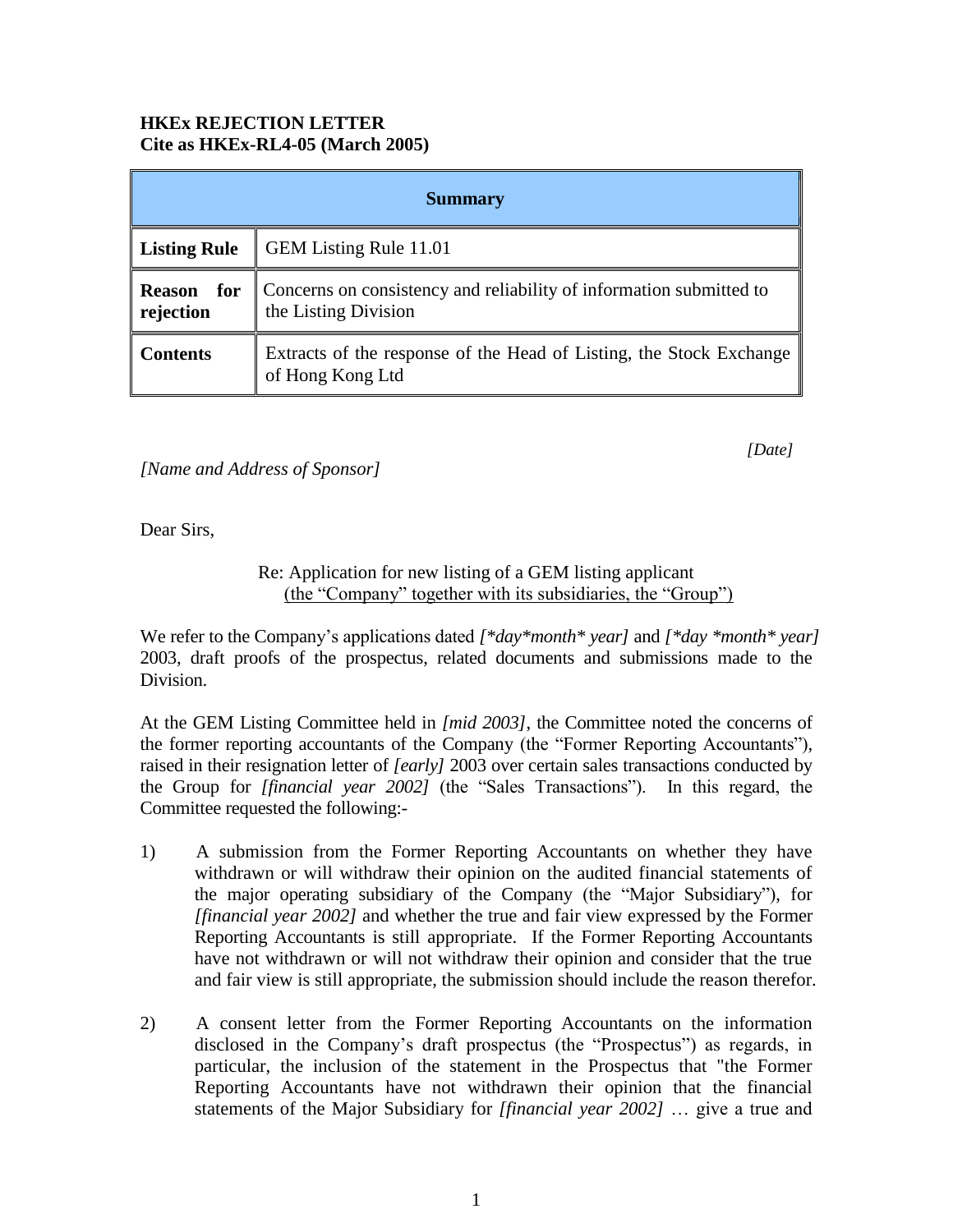**HKEx REJECTION LETTER**
**Cite as HKEx-RL4-05 (March 2005)**

| **Summary** | |
|---|---|
| **Listing Rule** | GEM Listing Rule 11.01 |
| **Reason for rejection** | Concerns on consistency and reliability of information submitted to the Listing Division |
| **Contents** | Extracts of the response of the Head of Listing, the Stock Exchange of Hong Kong Ltd |

*[Date]*

*[Name and Address of Sponsor]*

Dear Sirs,

Re: Application for new listing of a GEM listing applicant
(the "Company" together with its subsidiaries, the "Group")

We refer to the Company's applications dated *[*day*month* year]* and *[*day *month* year]* 2003, draft proofs of the prospectus, related documents and submissions made to the Division.

At the GEM Listing Committee held in *[mid 2003]*, the Committee noted the concerns of the former reporting accountants of the Company (the "Former Reporting Accountants"), raised in their resignation letter of *[early]* 2003 over certain sales transactions conducted by the Group for *[financial year 2002]* (the "Sales Transactions"). In this regard, the Committee requested the following:-

1) A submission from the Former Reporting Accountants on whether they have withdrawn or will withdraw their opinion on the audited financial statements of the major operating subsidiary of the Company (the "Major Subsidiary"), for *[financial year 2002]* and whether the true and fair view expressed by the Former Reporting Accountants is still appropriate. If the Former Reporting Accountants have not withdrawn or will not withdraw their opinion and consider that the true and fair view is still appropriate, the submission should include the reason therefor.

2) A consent letter from the Former Reporting Accountants on the information disclosed in the Company's draft prospectus (the "Prospectus") as regards, in particular, the inclusion of the statement in the Prospectus that "the Former Reporting Accountants have not withdrawn their opinion that the financial statements of the Major Subsidiary for *[financial year 2002]* … give a true and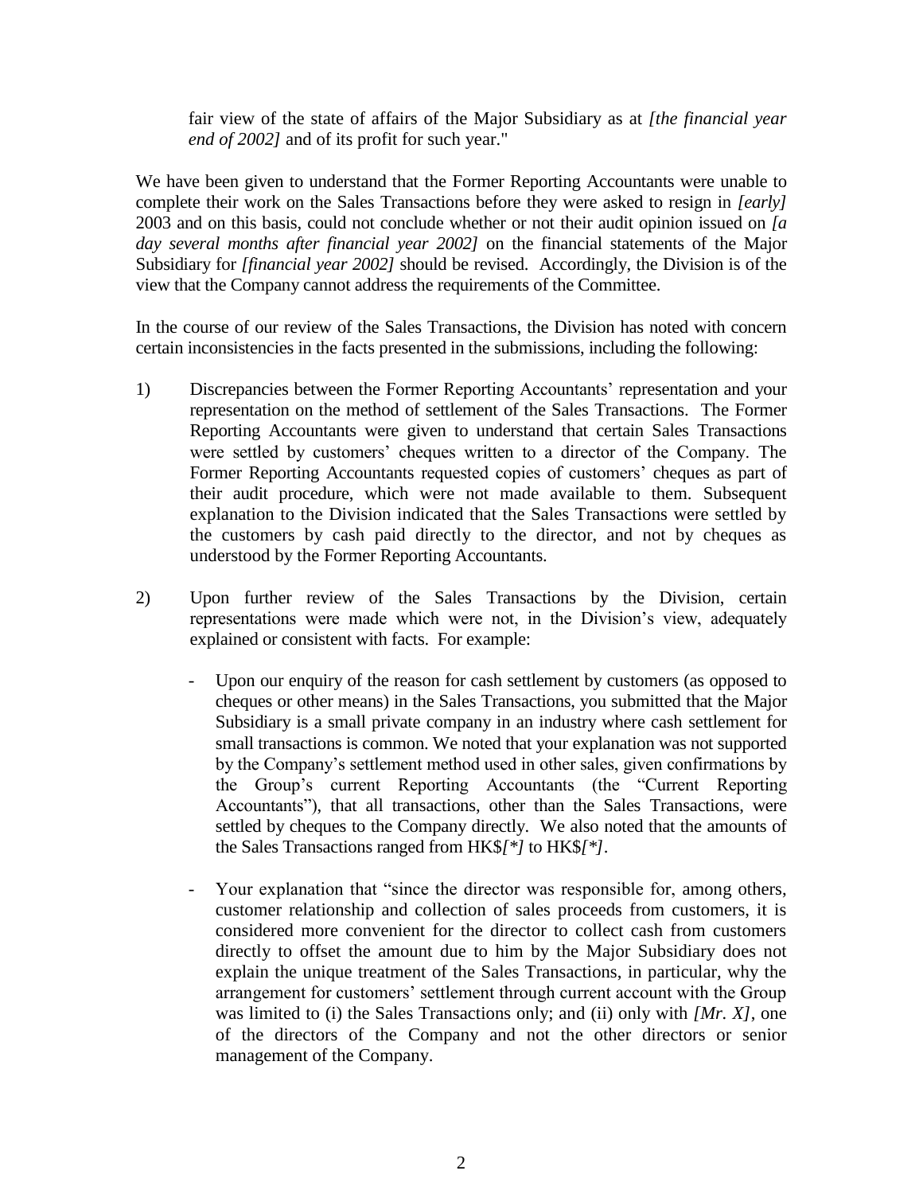fair view of the state of affairs of the Major Subsidiary as at *[the financial year end of 2002]* and of its profit for such year."

We have been given to understand that the Former Reporting Accountants were unable to complete their work on the Sales Transactions before they were asked to resign in *[early]* 2003 and on this basis, could not conclude whether or not their audit opinion issued on *[a day several months after financial year 2002]* on the financial statements of the Major Subsidiary for *[financial year 2002]* should be revised. Accordingly, the Division is of the view that the Company cannot address the requirements of the Committee.

In the course of our review of the Sales Transactions, the Division has noted with concern certain inconsistencies in the facts presented in the submissions, including the following:

1) Discrepancies between the Former Reporting Accountants' representation and your representation on the method of settlement of the Sales Transactions. The Former Reporting Accountants were given to understand that certain Sales Transactions were settled by customers' cheques written to a director of the Company. The Former Reporting Accountants requested copies of customers' cheques as part of their audit procedure, which were not made available to them. Subsequent explanation to the Division indicated that the Sales Transactions were settled by the customers by cash paid directly to the director, and not by cheques as understood by the Former Reporting Accountants.

2) Upon further review of the Sales Transactions by the Division, certain representations were made which were not, in the Division's view, adequately explained or consistent with facts. For example:

   - Upon our enquiry of the reason for cash settlement by customers (as opposed to cheques or other means) in the Sales Transactions, you submitted that the Major Subsidiary is a small private company in an industry where cash settlement for small transactions is common. We noted that your explanation was not supported by the Company's settlement method used in other sales, given confirmations by the Group's current Reporting Accountants (the "Current Reporting Accountants"), that all transactions, other than the Sales Transactions, were settled by cheques to the Company directly. We also noted that the amounts of the Sales Transactions ranged from HK$*[*]* to HK$*[*]*.

   - Your explanation that "since the director was responsible for, among others, customer relationship and collection of sales proceeds from customers, it is considered more convenient for the director to collect cash from customers directly to offset the amount due to him by the Major Subsidiary does not explain the unique treatment of the Sales Transactions, in particular, why the arrangement for customers' settlement through current account with the Group was limited to (i) the Sales Transactions only; and (ii) only with *[Mr. X]*, one of the directors of the Company and not the other directors or senior management of the Company.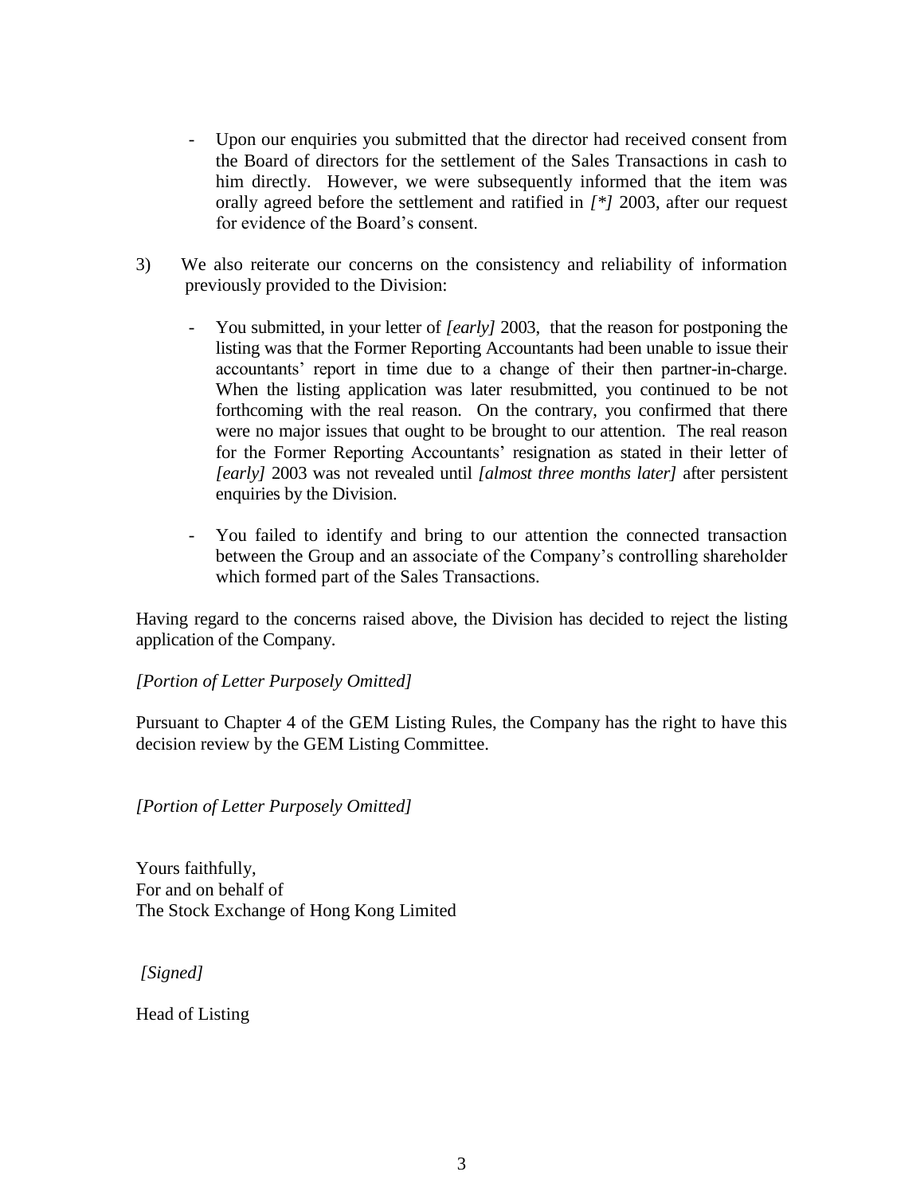- Upon our enquiries you submitted that the director had received consent from the Board of directors for the settlement of the Sales Transactions in cash to him directly. However, we were subsequently informed that the item was orally agreed before the settlement and ratified in *[*]* 2003, after our request for evidence of the Board's consent.

3) We also reiterate our concerns on the consistency and reliability of information previously provided to the Division:

   - You submitted, in your letter of *[early]* 2003, that the reason for postponing the listing was that the Former Reporting Accountants had been unable to issue their accountants' report in time due to a change of their then partner-in-charge. When the listing application was later resubmitted, you continued to be not forthcoming with the real reason. On the contrary, you confirmed that there were no major issues that ought to be brought to our attention. The real reason for the Former Reporting Accountants' resignation as stated in their letter of *[early]* 2003 was not revealed until *[almost three months later]* after persistent enquiries by the Division.

   - You failed to identify and bring to our attention the connected transaction between the Group and an associate of the Company's controlling shareholder which formed part of the Sales Transactions.

Having regard to the concerns raised above, the Division has decided to reject the listing application of the Company.

*[Portion of Letter Purposely Omitted]*

Pursuant to Chapter 4 of the GEM Listing Rules, the Company has the right to have this decision review by the GEM Listing Committee.

*[Portion of Letter Purposely Omitted]*

Yours faithfully,
For and on behalf of
The Stock Exchange of Hong Kong Limited

*[Signed]*

Head of Listing